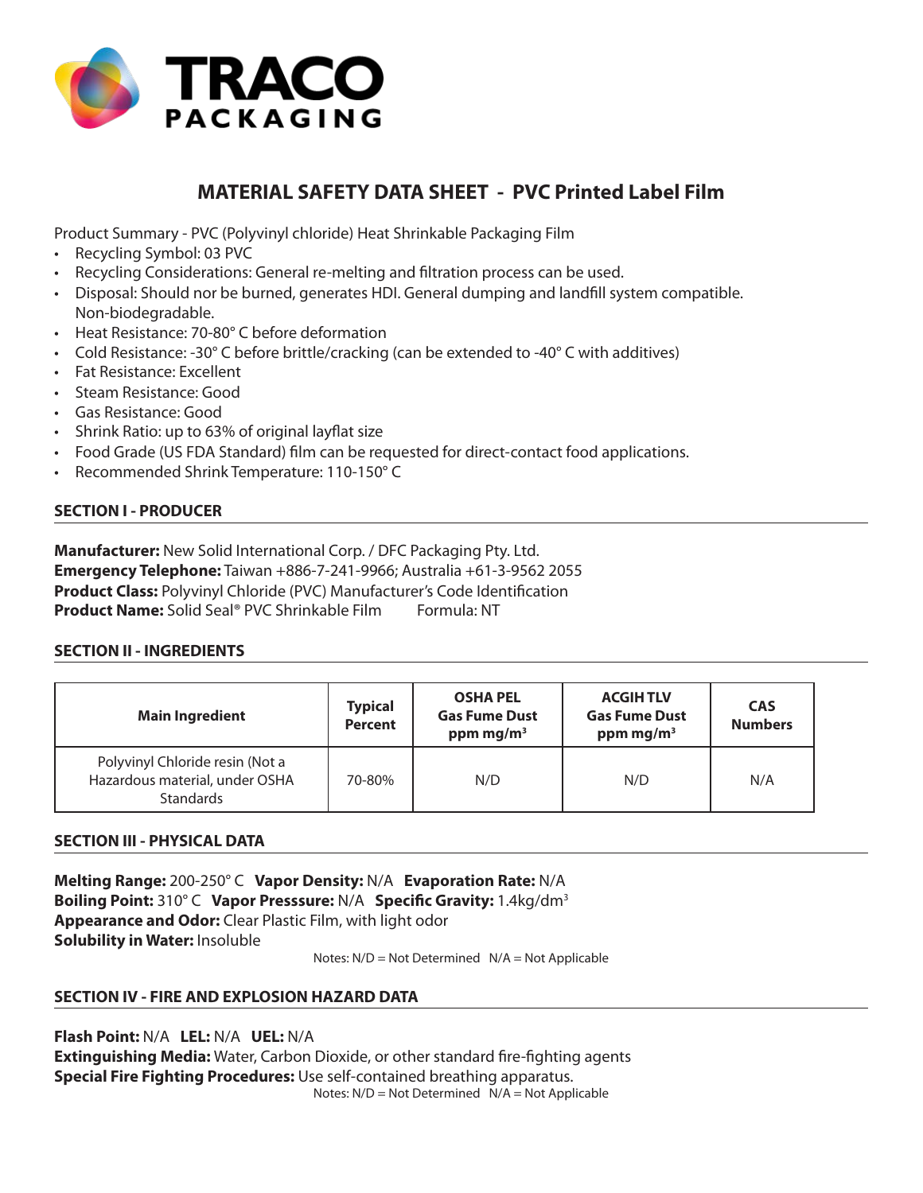TRACO PACKAGING

# MATERIAL SAFETY DATA SHEET - PVC Printed Label Film

Product Summary - PVC (Polyvinyl chloride) Heat Shrinkable Packaging Film

- Recycling Symbol: 03 PVC
- Recycling Considerations: General re-melting and filtration process can be used.
- Disposal: Should nor be burned, generates HDI. General dumping and landfill system compatible. Non-biodegradable.
- Heat Resistance: 70-80° C before deformation
- Cold Resistance: -30° C before brittle/cracking (can be extended to -40° C with additives)
- Fat Resistance: Excellent
- Steam Resistance: Good
- Gas Resistance: Good
- Shrink Ratio: up to 63% of original layflat size
- Food Grade (US FDA Standard) film can be requested for direct-contact food applications.
- Recommended Shrink Temperature: 110-150° C

## SECTION I - PRODUCER

**Manufacturer:** New Solid International Corp. / DFC Packaging Pty. Ltd.
**Emergency Telephone:** Taiwan +886-7-241-9966; Australia +61-3-9562 2055
**Product Class:** Polyvinyl Chloride (PVC) Manufacturer's Code Identification
**Product Name:** Solid Seal® PVC Shrinkable Film Formula: NT

## SECTION II - INGREDIENTS

| Main Ingredient | Typical Percent | OSHA PEL Gas Fume Dust ppm mg/m³ | ACGIH TLV Gas Fume Dust ppm mg/m³ | CAS Numbers |
|---|---|---|---|---|
| Polyvinyl Chloride resin (Not a Hazardous material, under OSHA Standards | 70-80% | N/D | N/D | N/A |

## SECTION III - PHYSICAL DATA

**Melting Range:** 200-250° C **Vapor Density:** N/A **Evaporation Rate:** N/A
**Boiling Point:** 310° C **Vapor Presssure:** N/A **Specific Gravity:** 1.4kg/dm³
**Appearance and Odor:** Clear Plastic Film, with light odor
**Solubility in Water:** Insoluble

Notes: N/D = Not Determined N/A = Not Applicable

## SECTION IV - FIRE AND EXPLOSION HAZARD DATA

**Flash Point:** N/A **LEL:** N/A **UEL:** N/A
**Extinguishing Media:** Water, Carbon Dioxide, or other standard fire-fighting agents
**Special Fire Fighting Procedures:** Use self-contained breathing apparatus.

Notes: N/D = Not Determined N/A = Not Applicable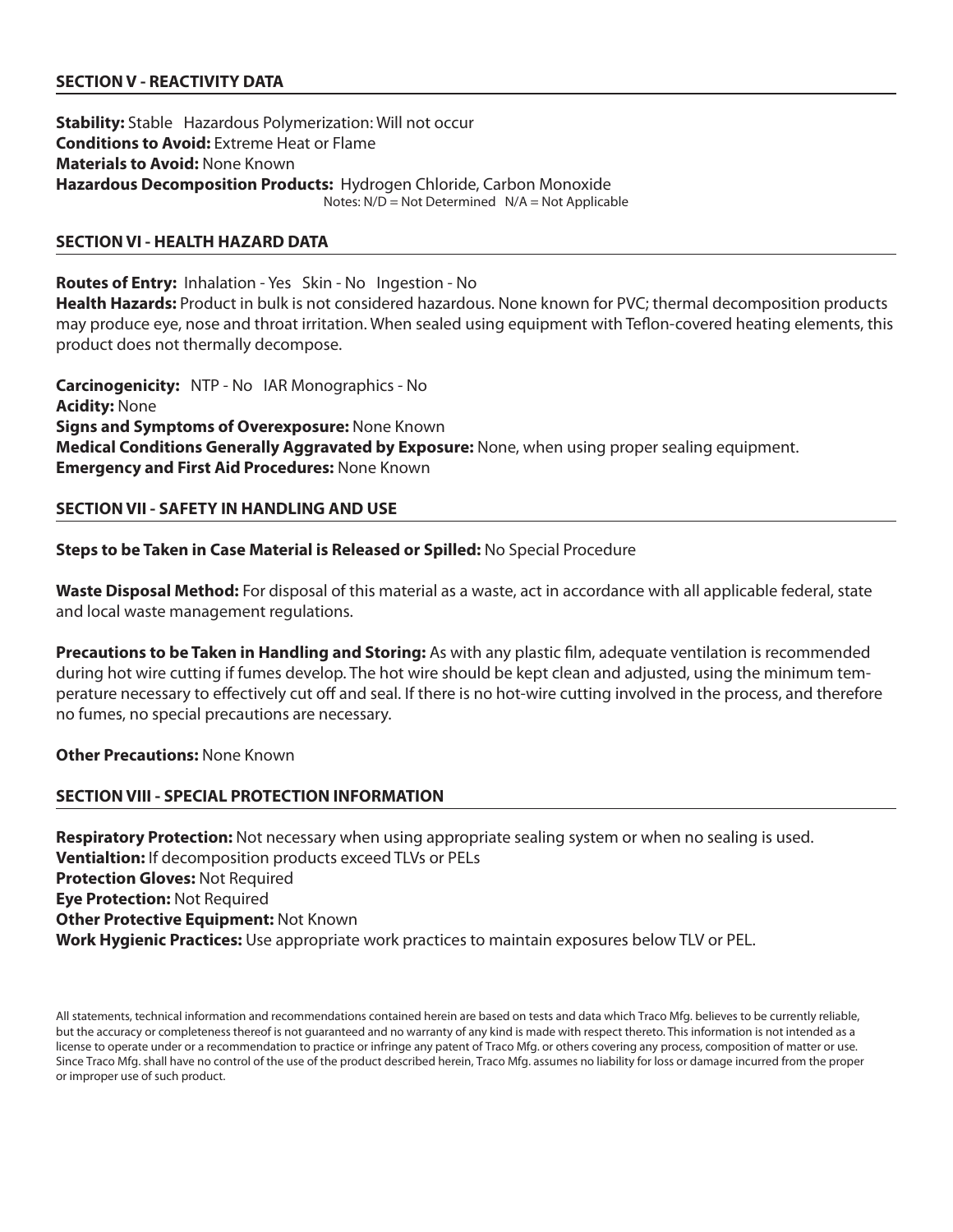## SECTION V - REACTIVITY DATA

**Stability:** Stable Hazardous Polymerization: Will not occur
**Conditions to Avoid:** Extreme Heat or Flame
**Materials to Avoid:** None Known
**Hazardous Decomposition Products:** Hydrogen Chloride, Carbon Monoxide
Notes: N/D = Not Determined N/A = Not Applicable

## SECTION VI - HEALTH HAZARD DATA

**Routes of Entry:** Inhalation - Yes Skin - No Ingestion - No
**Health Hazards:** Product in bulk is not considered hazardous. None known for PVC; thermal decomposition products may produce eye, nose and throat irritation. When sealed using equipment with Teflon-covered heating elements, this product does not thermally decompose.

**Carcinogenicity:** NTP - No IAR Monographics - No
**Acidity:** None
**Signs and Symptoms of Overexposure:** None Known
**Medical Conditions Generally Aggravated by Exposure:** None, when using proper sealing equipment.
**Emergency and First Aid Procedures:** None Known

## SECTION VII - SAFETY IN HANDLING AND USE

**Steps to be Taken in Case Material is Released or Spilled:** No Special Procedure

**Waste Disposal Method:** For disposal of this material as a waste, act in accordance with all applicable federal, state and local waste management regulations.

**Precautions to be Taken in Handling and Storing:** As with any plastic film, adequate ventilation is recommended during hot wire cutting if fumes develop. The hot wire should be kept clean and adjusted, using the minimum temperature necessary to effectively cut off and seal. If there is no hot-wire cutting involved in the process, and therefore no fumes, no special precautions are necessary.

**Other Precautions:** None Known

## SECTION VIII - SPECIAL PROTECTION INFORMATION

**Respiratory Protection:** Not necessary when using appropriate sealing system or when no sealing is used.
**Ventialtion:** If decomposition products exceed TLVs or PELs
**Protection Gloves:** Not Required
**Eye Protection:** Not Required
**Other Protective Equipment:** Not Known
**Work Hygienic Practices:** Use appropriate work practices to maintain exposures below TLV or PEL.

All statements, technical information and recommendations contained herein are based on tests and data which Traco Mfg. believes to be currently reliable, but the accuracy or completeness thereof is not guaranteed and no warranty of any kind is made with respect thereto. This information is not intended as a license to operate under or a recommendation to practice or infringe any patent of Traco Mfg. or others covering any process, composition of matter or use. Since Traco Mfg. shall have no control of the use of the product described herein, Traco Mfg. assumes no liability for loss or damage incurred from the proper or improper use of such product.